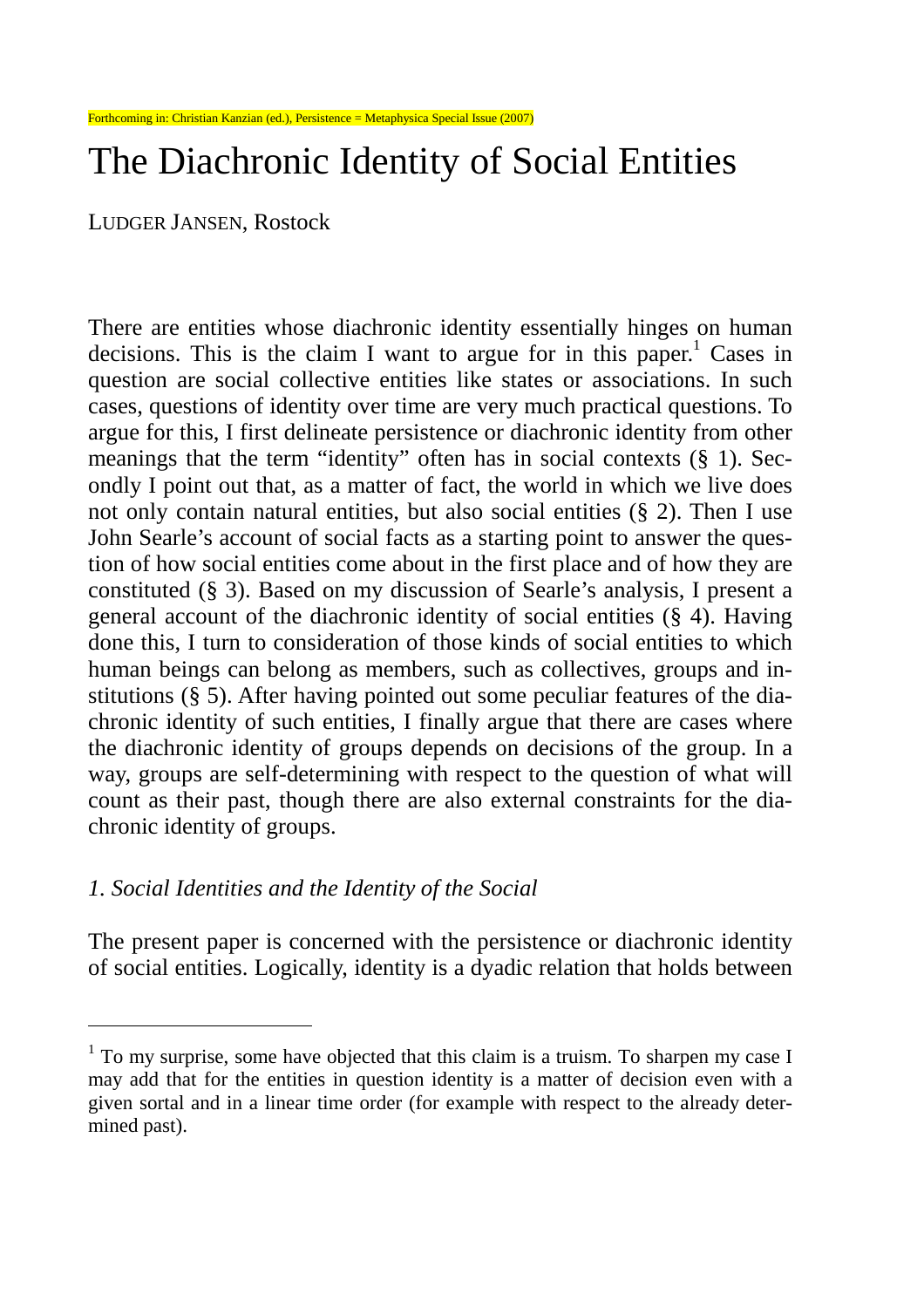Forthcoming in: Christian Kanzian (ed.), Persistence = Metaphysica Special Issue (2007)

# The Diachronic Identity of Social Entities

LUDGER JANSEN, Rostock

There are entities whose diachronic identity essentially hinges on human decisions. This is the claim I want to argue for in this paper.[1] Cases in question are social collective entities like states or associations. In such cases, questions of identity over time are very much practical questions. To argue for this, I first delineate persistence or diachronic identity from other meanings that the term "identity" often has in social contexts (§ 1). Secondly I point out that, as a matter of fact, the world in which we live does not only contain natural entities, but also social entities (§ 2). Then I use John Searle's account of social facts as a starting point to answer the question of how social entities come about in the first place and of how they are constituted (§ 3). Based on my discussion of Searle's analysis, I present a general account of the diachronic identity of social entities (§ 4). Having done this, I turn to consideration of those kinds of social entities to which human beings can belong as members, such as collectives, groups and institutions (§ 5). After having pointed out some peculiar features of the diachronic identity of such entities, I finally argue that there are cases where the diachronic identity of groups depends on decisions of the group. In a way, groups are self-determining with respect to the question of what will count as their past, though there are also external constraints for the diachronic identity of groups.

## *1. Social Identities and the Identity of the Social*

The present paper is concerned with the persistence or diachronic identity of social entities. Logically, identity is a dyadic relation that holds between

[1] To my surprise, some have objected that this claim is a truism. To sharpen my case I may add that for the entities in question identity is a matter of decision even with a given sortal and in a linear time order (for example with respect to the already determined past).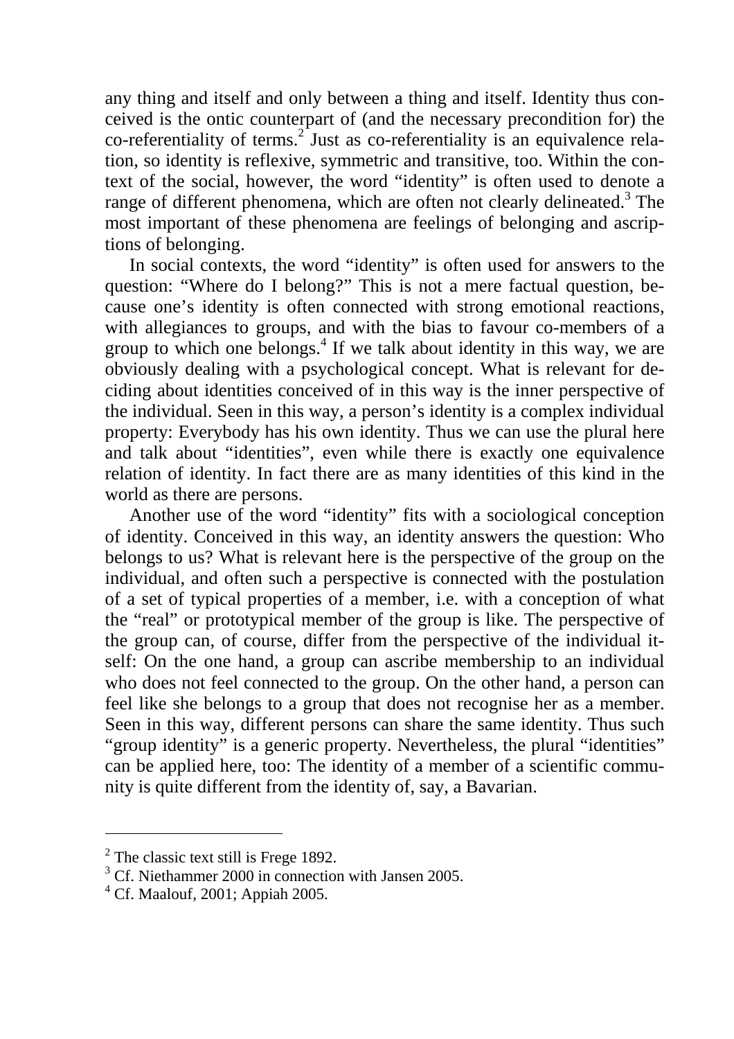any thing and itself and only between a thing and itself. Identity thus conceived is the ontic counterpart of (and the necessary precondition for) the co-referentiality of terms.[2] Just as co-referentiality is an equivalence relation, so identity is reflexive, symmetric and transitive, too. Within the context of the social, however, the word "identity" is often used to denote a range of different phenomena, which are often not clearly delineated.[3] The most important of these phenomena are feelings of belonging and ascriptions of belonging.

In social contexts, the word "identity" is often used for answers to the question: "Where do I belong?" This is not a mere factual question, because one's identity is often connected with strong emotional reactions, with allegiances to groups, and with the bias to favour co-members of a group to which one belongs.[4] If we talk about identity in this way, we are obviously dealing with a psychological concept. What is relevant for deciding about identities conceived of in this way is the inner perspective of the individual. Seen in this way, a person's identity is a complex individual property: Everybody has his own identity. Thus we can use the plural here and talk about "identities", even while there is exactly one equivalence relation of identity. In fact there are as many identities of this kind in the world as there are persons.

Another use of the word "identity" fits with a sociological conception of identity. Conceived in this way, an identity answers the question: Who belongs to us? What is relevant here is the perspective of the group on the individual, and often such a perspective is connected with the postulation of a set of typical properties of a member, i.e. with a conception of what the "real" or prototypical member of the group is like. The perspective of the group can, of course, differ from the perspective of the individual itself: On the one hand, a group can ascribe membership to an individual who does not feel connected to the group. On the other hand, a person can feel like she belongs to a group that does not recognise her as a member. Seen in this way, different persons can share the same identity. Thus such "group identity" is a generic property. Nevertheless, the plural "identities" can be applied here, too: The identity of a member of a scientific community is quite different from the identity of, say, a Bavarian.

---

[2] The classic text still is Frege 1892.

[3] Cf. Niethammer 2000 in connection with Jansen 2005.

[4] Cf. Maalouf, 2001; Appiah 2005.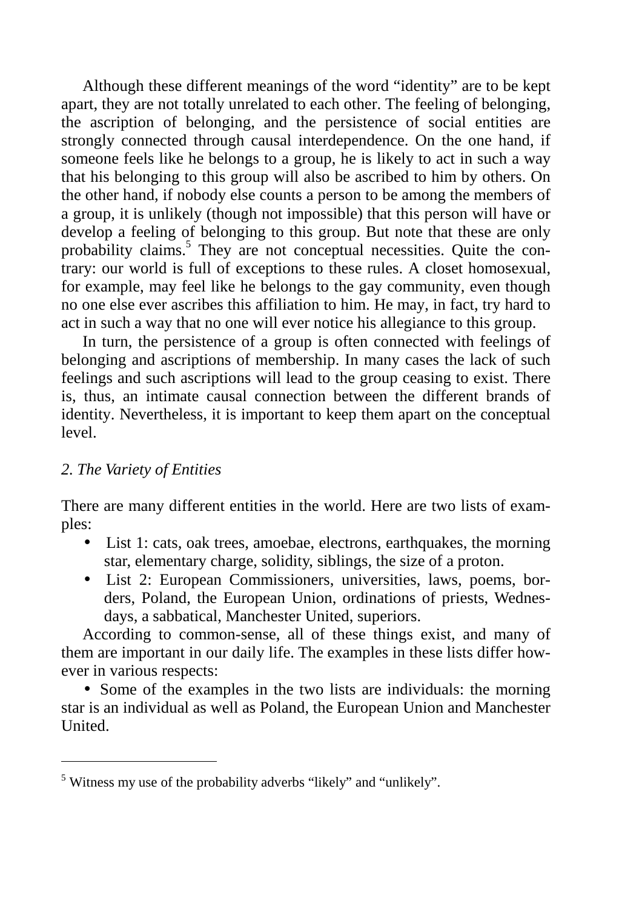Although these different meanings of the word "identity" are to be kept apart, they are not totally unrelated to each other. The feeling of belonging, the ascription of belonging, and the persistence of social entities are strongly connected through causal interdependence. On the one hand, if someone feels like he belongs to a group, he is likely to act in such a way that his belonging to this group will also be ascribed to him by others. On the other hand, if nobody else counts a person to be among the members of a group, it is unlikely (though not impossible) that this person will have or develop a feeling of belonging to this group. But note that these are only probability claims.[5] They are not conceptual necessities. Quite the contrary: our world is full of exceptions to these rules. A closet homosexual, for example, may feel like he belongs to the gay community, even though no one else ever ascribes this affiliation to him. He may, in fact, try hard to act in such a way that no one will ever notice his allegiance to this group.

In turn, the persistence of a group is often connected with feelings of belonging and ascriptions of membership. In many cases the lack of such feelings and such ascriptions will lead to the group ceasing to exist. There is, thus, an intimate causal connection between the different brands of identity. Nevertheless, it is important to keep them apart on the conceptual level.

## *2. The Variety of Entities*

There are many different entities in the world. Here are two lists of examples:

- List 1: cats, oak trees, amoebae, electrons, earthquakes, the morning star, elementary charge, solidity, siblings, the size of a proton.
- List 2: European Commissioners, universities, laws, poems, borders, Poland, the European Union, ordinations of priests, Wednesdays, a sabbatical, Manchester United, superiors.

According to common-sense, all of these things exist, and many of them are important in our daily life. The examples in these lists differ however in various respects:

- Some of the examples in the two lists are individuals: the morning star is an individual as well as Poland, the European Union and Manchester United.

---

[5] Witness my use of the probability adverbs "likely" and "unlikely".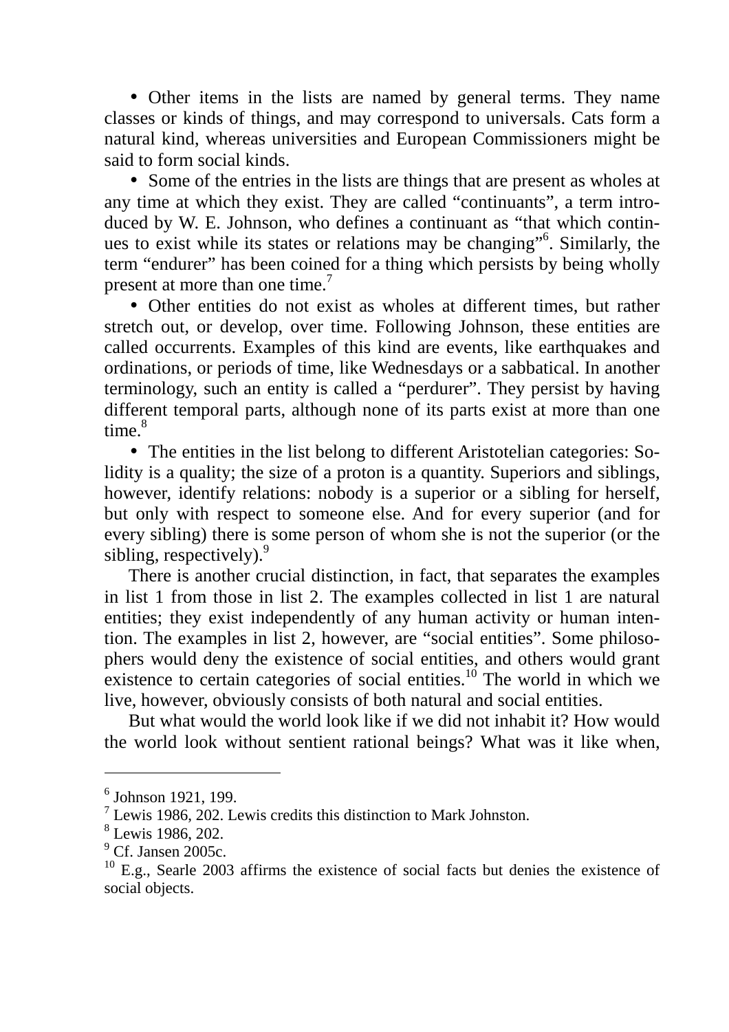- Other items in the lists are named by general terms. They name classes or kinds of things, and may correspond to universals. Cats form a natural kind, whereas universities and European Commissioners might be said to form social kinds.

- Some of the entries in the lists are things that are present as wholes at any time at which they exist. They are called “continuants”, a term introduced by W. E. Johnson, who defines a continuant as “that which continues to exist while its states or relations may be changing”[6]. Similarly, the term “endurer” has been coined for a thing which persists by being wholly present at more than one time.[7]

- Other entities do not exist as wholes at different times, but rather stretch out, or develop, over time. Following Johnson, these entities are called occurrents. Examples of this kind are events, like earthquakes and ordinations, or periods of time, like Wednesdays or a sabbatical. In another terminology, such an entity is called a “perdurer”. They persist by having different temporal parts, although none of its parts exist at more than one time.[8]

- The entities in the list belong to different Aristotelian categories: Solidity is a quality; the size of a proton is a quantity. Superiors and siblings, however, identify relations: nobody is a superior or a sibling for herself, but only with respect to someone else. And for every superior (and for every sibling) there is some person of whom she is not the superior (or the sibling, respectively).[9]

There is another crucial distinction, in fact, that separates the examples in list 1 from those in list 2. The examples collected in list 1 are natural entities; they exist independently of any human activity or human intention. The examples in list 2, however, are “social entities”. Some philosophers would deny the existence of social entities, and others would grant existence to certain categories of social entities.[10] The world in which we live, however, obviously consists of both natural and social entities.

But what would the world look like if we did not inhabit it? How would the world look without sentient rational beings? What was it like when,

---

[6] Johnson 1921, 199.
[7] Lewis 1986, 202. Lewis credits this distinction to Mark Johnston.
[8] Lewis 1986, 202.
[9] Cf. Jansen 2005c.
[10] E.g., Searle 2003 affirms the existence of social facts but denies the existence of social objects.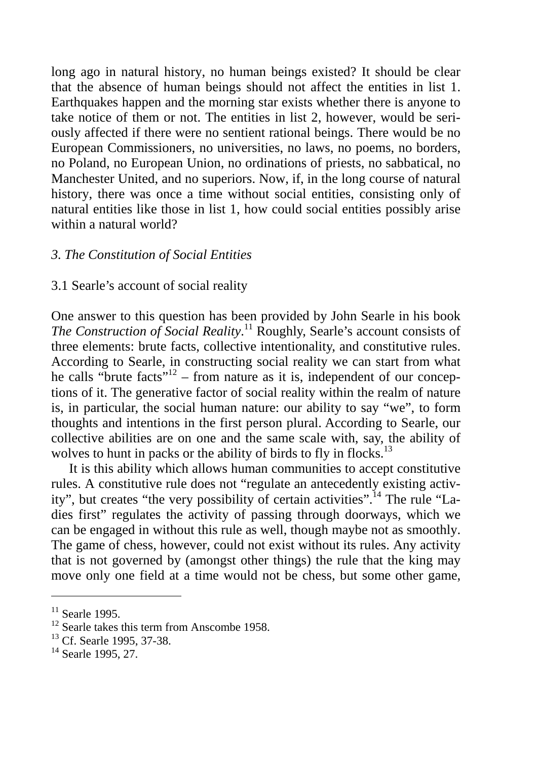long ago in natural history, no human beings existed? It should be clear that the absence of human beings should not affect the entities in list 1. Earthquakes happen and the morning star exists whether there is anyone to take notice of them or not. The entities in list 2, however, would be seriously affected if there were no sentient rational beings. There would be no European Commissioners, no universities, no laws, no poems, no borders, no Poland, no European Union, no ordinations of priests, no sabbatical, no Manchester United, and no superiors. Now, if, in the long course of natural history, there was once a time without social entities, consisting only of natural entities like those in list 1, how could social entities possibly arise within a natural world?

### *3. The Constitution of Social Entities*

#### 3.1 Searle's account of social reality

One answer to this question has been provided by John Searle in his book *The Construction of Social Reality*.[11] Roughly, Searle's account consists of three elements: brute facts, collective intentionality, and constitutive rules. According to Searle, in constructing social reality we can start from what he calls "brute facts"[12] – from nature as it is, independent of our conceptions of it. The generative factor of social reality within the realm of nature is, in particular, the social human nature: our ability to say "we", to form thoughts and intentions in the first person plural. According to Searle, our collective abilities are on one and the same scale with, say, the ability of wolves to hunt in packs or the ability of birds to fly in flocks.[13]

It is this ability which allows human communities to accept constitutive rules. A constitutive rule does not "regulate an antecedently existing activity", but creates "the very possibility of certain activities".[14] The rule "Ladies first" regulates the activity of passing through doorways, which we can be engaged in without this rule as well, though maybe not as smoothly. The game of chess, however, could not exist without its rules. Any activity that is not governed by (amongst other things) the rule that the king may move only one field at a time would not be chess, but some other game,

---

[11] Searle 1995.

[12] Searle takes this term from Anscombe 1958.

[13] Cf. Searle 1995, 37-38.

[14] Searle 1995, 27.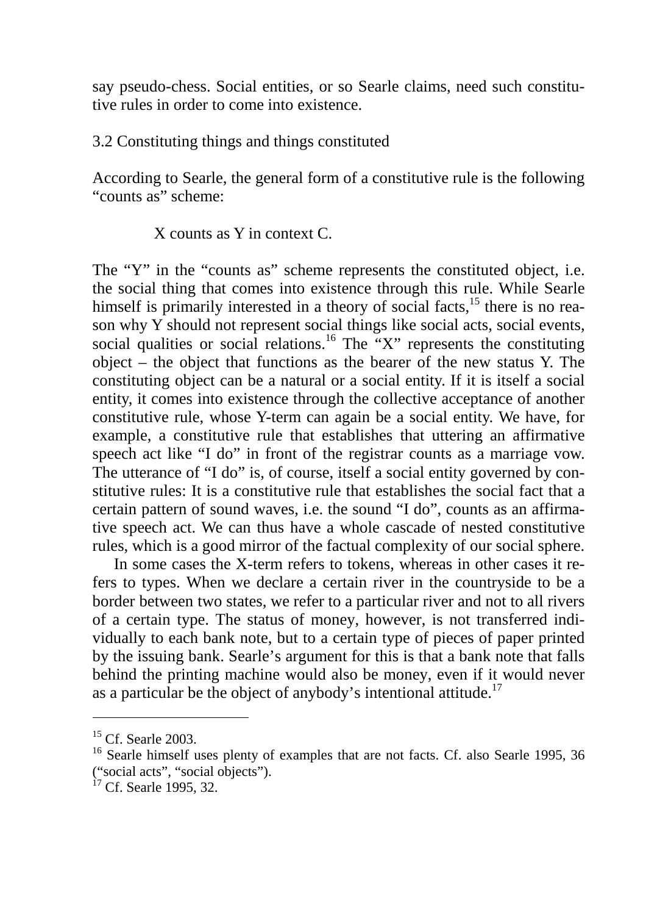say pseudo-chess. Social entities, or so Searle claims, need such constitutive rules in order to come into existence.

### 3.2 Constituting things and things constituted

According to Searle, the general form of a constitutive rule is the following "counts as" scheme:

> X counts as Y in context C.

The "Y" in the "counts as" scheme represents the constituted object, i.e. the social thing that comes into existence through this rule. While Searle himself is primarily interested in a theory of social facts,[15] there is no reason why Y should not represent social things like social acts, social events, social qualities or social relations.[16] The "X" represents the constituting object – the object that functions as the bearer of the new status Y. The constituting object can be a natural or a social entity. If it is itself a social entity, it comes into existence through the collective acceptance of another constitutive rule, whose Y-term can again be a social entity. We have, for example, a constitutive rule that establishes that uttering an affirmative speech act like "I do" in front of the registrar counts as a marriage vow. The utterance of "I do" is, of course, itself a social entity governed by constitutive rules: It is a constitutive rule that establishes the social fact that a certain pattern of sound waves, i.e. the sound "I do", counts as an affirmative speech act. We can thus have a whole cascade of nested constitutive rules, which is a good mirror of the factual complexity of our social sphere.

In some cases the X-term refers to tokens, whereas in other cases it refers to types. When we declare a certain river in the countryside to be a border between two states, we refer to a particular river and not to all rivers of a certain type. The status of money, however, is not transferred individually to each bank note, but to a certain type of pieces of paper printed by the issuing bank. Searle's argument for this is that a bank note that falls behind the printing machine would also be money, even if it would never as a particular be the object of anybody's intentional attitude.[17]

---

[15] Cf. Searle 2003.

[16] Searle himself uses plenty of examples that are not facts. Cf. also Searle 1995, 36 ("social acts", "social objects").

[17] Cf. Searle 1995, 32.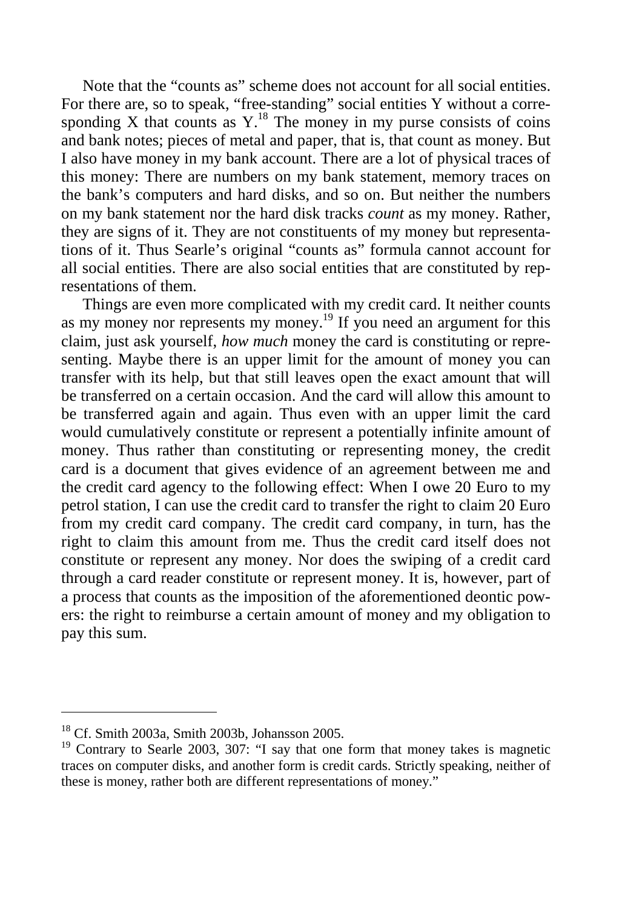Note that the "counts as" scheme does not account for all social entities. For there are, so to speak, "free-standing" social entities Y without a corresponding X that counts as Y.[18] The money in my purse consists of coins and bank notes; pieces of metal and paper, that is, that count as money. But I also have money in my bank account. There are a lot of physical traces of this money: There are numbers on my bank statement, memory traces on the bank's computers and hard disks, and so on. But neither the numbers on my bank statement nor the hard disk tracks *count* as my money. Rather, they are signs of it. They are not constituents of my money but representations of it. Thus Searle's original "counts as" formula cannot account for all social entities. There are also social entities that are constituted by representations of them.

Things are even more complicated with my credit card. It neither counts as my money nor represents my money.[19] If you need an argument for this claim, just ask yourself, *how much* money the card is constituting or representing. Maybe there is an upper limit for the amount of money you can transfer with its help, but that still leaves open the exact amount that will be transferred on a certain occasion. And the card will allow this amount to be transferred again and again. Thus even with an upper limit the card would cumulatively constitute or represent a potentially infinite amount of money. Thus rather than constituting or representing money, the credit card is a document that gives evidence of an agreement between me and the credit card agency to the following effect: When I owe 20 Euro to my petrol station, I can use the credit card to transfer the right to claim 20 Euro from my credit card company. The credit card company, in turn, has the right to claim this amount from me. Thus the credit card itself does not constitute or represent any money. Nor does the swiping of a credit card through a card reader constitute or represent money. It is, however, part of a process that counts as the imposition of the aforementioned deontic powers: the right to reimburse a certain amount of money and my obligation to pay this sum.

---

[18] Cf. Smith 2003a, Smith 2003b, Johansson 2005.

[19] Contrary to Searle 2003, 307: "I say that one form that money takes is magnetic traces on computer disks, and another form is credit cards. Strictly speaking, neither of these is money, rather both are different representations of money."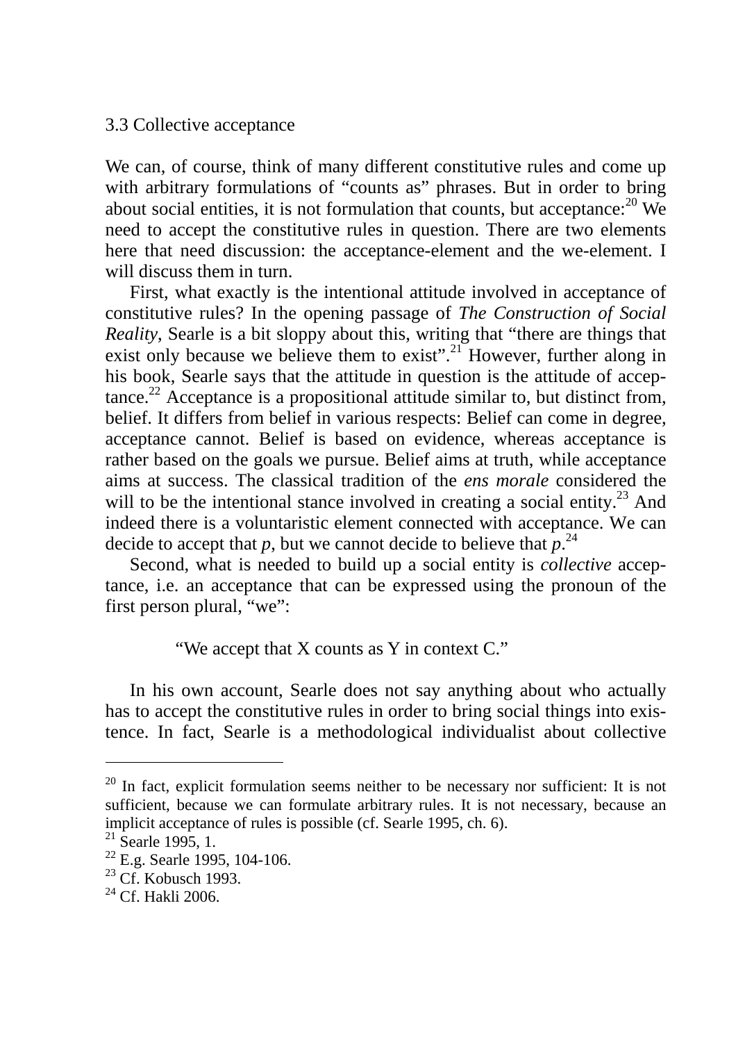### 3.3 Collective acceptance

We can, of course, think of many different constitutive rules and come up with arbitrary formulations of "counts as" phrases. But in order to bring about social entities, it is not formulation that counts, but acceptance:[20] We need to accept the constitutive rules in question. There are two elements here that need discussion: the acceptance-element and the we-element. I will discuss them in turn.

First, what exactly is the intentional attitude involved in acceptance of constitutive rules? In the opening passage of *The Construction of Social Reality*, Searle is a bit sloppy about this, writing that "there are things that exist only because we believe them to exist".[21] However, further along in his book, Searle says that the attitude in question is the attitude of acceptance.[22] Acceptance is a propositional attitude similar to, but distinct from, belief. It differs from belief in various respects: Belief can come in degree, acceptance cannot. Belief is based on evidence, whereas acceptance is rather based on the goals we pursue. Belief aims at truth, while acceptance aims at success. The classical tradition of the *ens morale* considered the will to be the intentional stance involved in creating a social entity.[23] And indeed there is a voluntaristic element connected with acceptance. We can decide to accept that *p*, but we cannot decide to believe that *p*.[24]

Second, what is needed to build up a social entity is *collective* acceptance, i.e. an acceptance that can be expressed using the pronoun of the first person plural, "we":

> "We accept that X counts as Y in context C."

In his own account, Searle does not say anything about who actually has to accept the constitutive rules in order to bring social things into existence. In fact, Searle is a methodological individualist about collective

---

[20] In fact, explicit formulation seems neither to be necessary nor sufficient: It is not sufficient, because we can formulate arbitrary rules. It is not necessary, because an implicit acceptance of rules is possible (cf. Searle 1995, ch. 6).

[21] Searle 1995, 1.

[22] E.g. Searle 1995, 104-106.

[23] Cf. Kobusch 1993.

[24] Cf. Hakli 2006.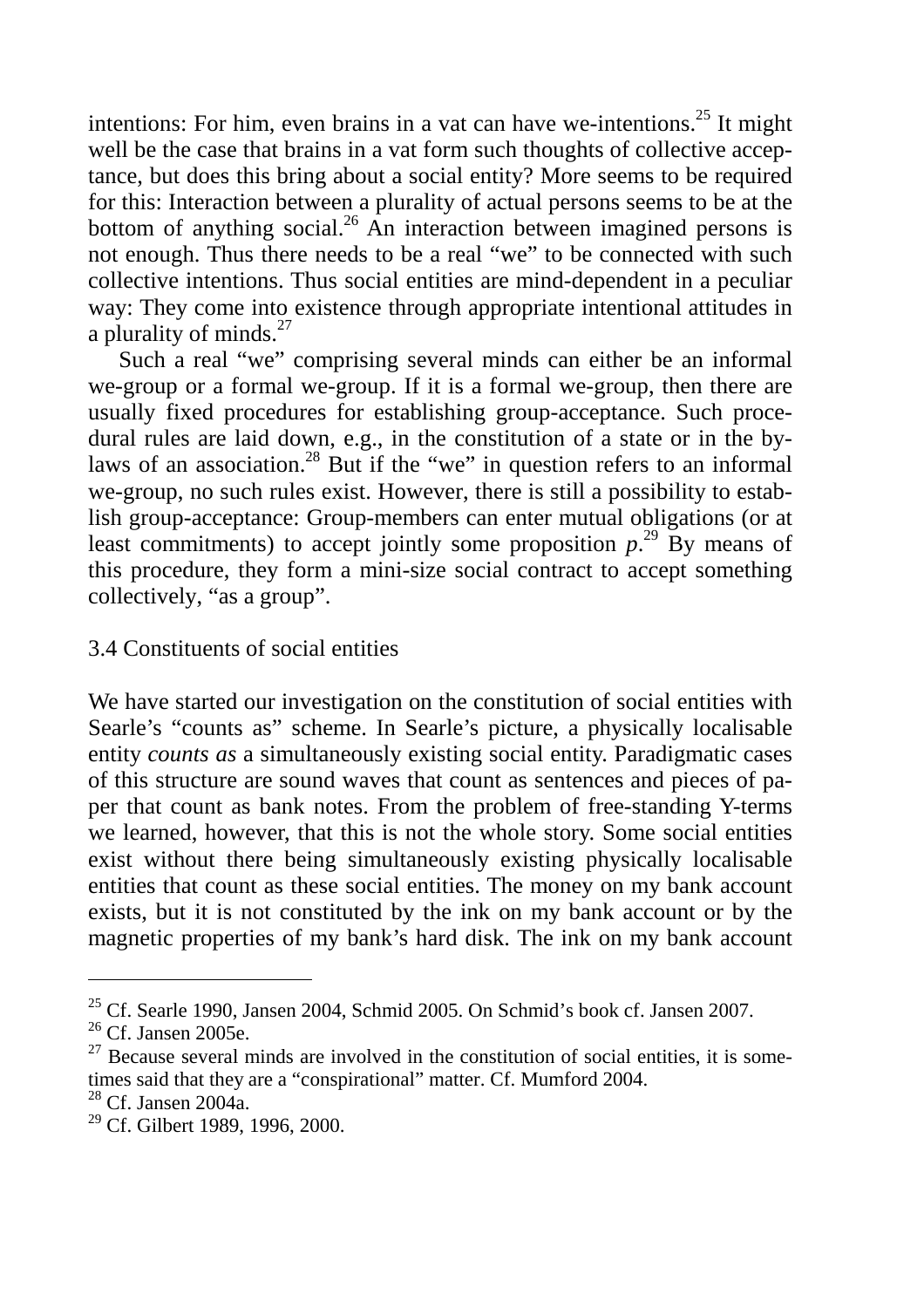intentions: For him, even brains in a vat can have we-intentions.[25] It might well be the case that brains in a vat form such thoughts of collective acceptance, but does this bring about a social entity? More seems to be required for this: Interaction between a plurality of actual persons seems to be at the bottom of anything social.[26] An interaction between imagined persons is not enough. Thus there needs to be a real "we" to be connected with such collective intentions. Thus social entities are mind-dependent in a peculiar way: They come into existence through appropriate intentional attitudes in a plurality of minds.[27]

Such a real "we" comprising several minds can either be an informal we-group or a formal we-group. If it is a formal we-group, then there are usually fixed procedures for establishing group-acceptance. Such procedural rules are laid down, e.g., in the constitution of a state or in the by-laws of an association.[28] But if the "we" in question refers to an informal we-group, no such rules exist. However, there is still a possibility to establish group-acceptance: Group-members can enter mutual obligations (or at least commitments) to accept jointly some proposition *p*.[29] By means of this procedure, they form a mini-size social contract to accept something collectively, "as a group".

### 3.4 Constituents of social entities

We have started our investigation on the constitution of social entities with Searle's "counts as" scheme. In Searle's picture, a physically localisable entity *counts as* a simultaneously existing social entity. Paradigmatic cases of this structure are sound waves that count as sentences and pieces of paper that count as bank notes. From the problem of free-standing Y-terms we learned, however, that this is not the whole story. Some social entities exist without there being simultaneously existing physically localisable entities that count as these social entities. The money on my bank account exists, but it is not constituted by the ink on my bank account or by the magnetic properties of my bank's hard disk. The ink on my bank account

---

[25] Cf. Searle 1990, Jansen 2004, Schmid 2005. On Schmid's book cf. Jansen 2007.

[26] Cf. Jansen 2005e.

[27] Because several minds are involved in the constitution of social entities, it is sometimes said that they are a "conspirational" matter. Cf. Mumford 2004.

[28] Cf. Jansen 2004a.

[29] Cf. Gilbert 1989, 1996, 2000.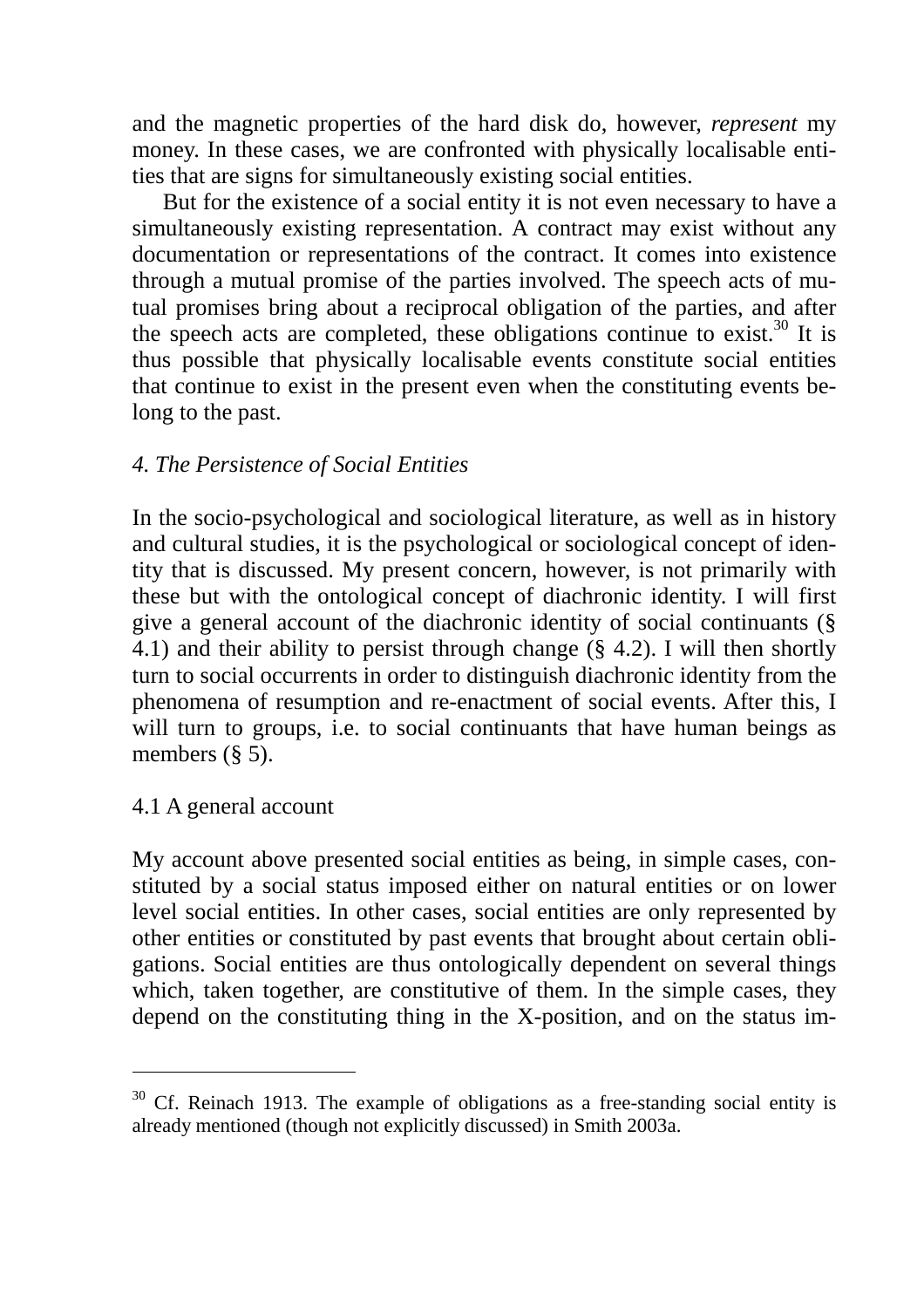and the magnetic properties of the hard disk do, however, *represent* my money. In these cases, we are confronted with physically localisable entities that are signs for simultaneously existing social entities.

But for the existence of a social entity it is not even necessary to have a simultaneously existing representation. A contract may exist without any documentation or representations of the contract. It comes into existence through a mutual promise of the parties involved. The speech acts of mutual promises bring about a reciprocal obligation of the parties, and after the speech acts are completed, these obligations continue to exist.[30] It is thus possible that physically localisable events constitute social entities that continue to exist in the present even when the constituting events belong to the past.

## *4. The Persistence of Social Entities*

In the socio-psychological and sociological literature, as well as in history and cultural studies, it is the psychological or sociological concept of identity that is discussed. My present concern, however, is not primarily with these but with the ontological concept of diachronic identity. I will first give a general account of the diachronic identity of social continuants (§ 4.1) and their ability to persist through change (§ 4.2). I will then shortly turn to social occurrents in order to distinguish diachronic identity from the phenomena of resumption and re-enactment of social events. After this, I will turn to groups, i.e. to social continuants that have human beings as members (§ 5).

### 4.1 A general account

My account above presented social entities as being, in simple cases, constituted by a social status imposed either on natural entities or on lower level social entities. In other cases, social entities are only represented by other entities or constituted by past events that brought about certain obligations. Social entities are thus ontologically dependent on several things which, taken together, are constitutive of them. In the simple cases, they depend on the constituting thing in the X-position, and on the status im-

---

[30] Cf. Reinach 1913. The example of obligations as a free-standing social entity is already mentioned (though not explicitly discussed) in Smith 2003a.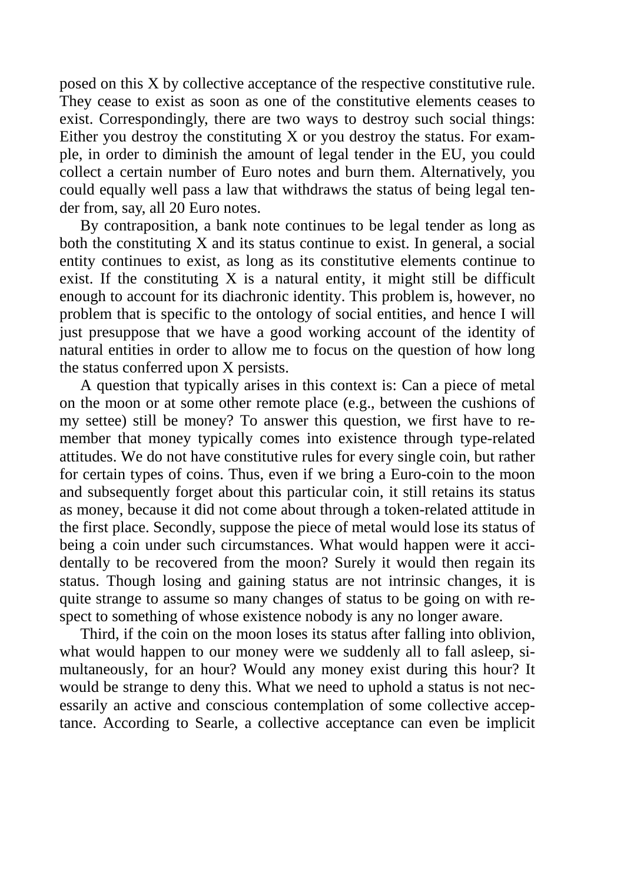posed on this X by collective acceptance of the respective constitutive rule. They cease to exist as soon as one of the constitutive elements ceases to exist. Correspondingly, there are two ways to destroy such social things: Either you destroy the constituting X or you destroy the status. For example, in order to diminish the amount of legal tender in the EU, you could collect a certain number of Euro notes and burn them. Alternatively, you could equally well pass a law that withdraws the status of being legal tender from, say, all 20 Euro notes.

By contraposition, a bank note continues to be legal tender as long as both the constituting X and its status continue to exist. In general, a social entity continues to exist, as long as its constitutive elements continue to exist. If the constituting X is a natural entity, it might still be difficult enough to account for its diachronic identity. This problem is, however, no problem that is specific to the ontology of social entities, and hence I will just presuppose that we have a good working account of the identity of natural entities in order to allow me to focus on the question of how long the status conferred upon X persists.

A question that typically arises in this context is: Can a piece of metal on the moon or at some other remote place (e.g., between the cushions of my settee) still be money? To answer this question, we first have to remember that money typically comes into existence through type-related attitudes. We do not have constitutive rules for every single coin, but rather for certain types of coins. Thus, even if we bring a Euro-coin to the moon and subsequently forget about this particular coin, it still retains its status as money, because it did not come about through a token-related attitude in the first place. Secondly, suppose the piece of metal would lose its status of being a coin under such circumstances. What would happen were it accidentally to be recovered from the moon? Surely it would then regain its status. Though losing and gaining status are not intrinsic changes, it is quite strange to assume so many changes of status to be going on with respect to something of whose existence nobody is any no longer aware.

Third, if the coin on the moon loses its status after falling into oblivion, what would happen to our money were we suddenly all to fall asleep, simultaneously, for an hour? Would any money exist during this hour? It would be strange to deny this. What we need to uphold a status is not necessarily an active and conscious contemplation of some collective acceptance. According to Searle, a collective acceptance can even be implicit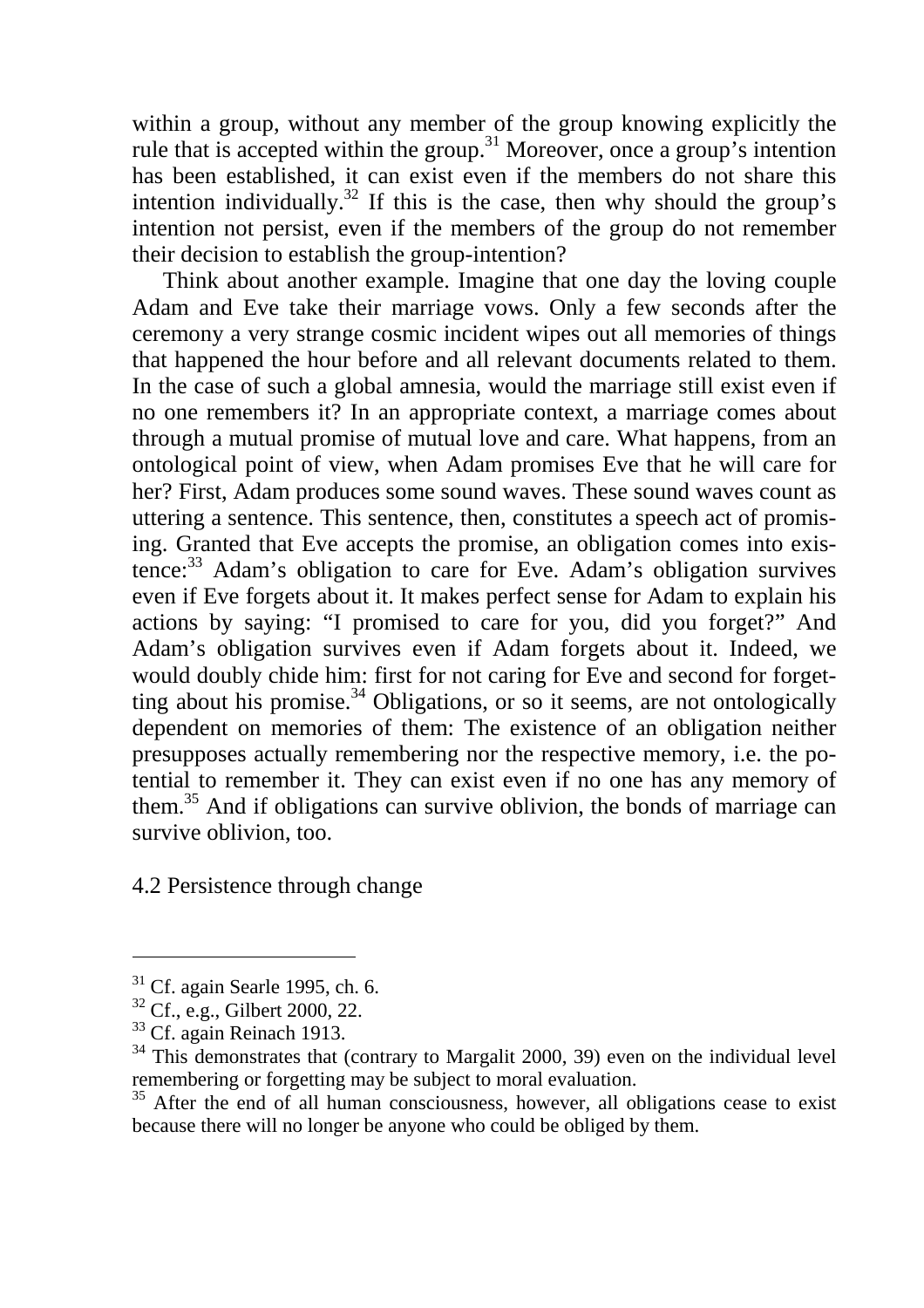within a group, without any member of the group knowing explicitly the rule that is accepted within the group.[31] Moreover, once a group's intention has been established, it can exist even if the members do not share this intention individually.[32] If this is the case, then why should the group's intention not persist, even if the members of the group do not remember their decision to establish the group-intention?

Think about another example. Imagine that one day the loving couple Adam and Eve take their marriage vows. Only a few seconds after the ceremony a very strange cosmic incident wipes out all memories of things that happened the hour before and all relevant documents related to them. In the case of such a global amnesia, would the marriage still exist even if no one remembers it? In an appropriate context, a marriage comes about through a mutual promise of mutual love and care. What happens, from an ontological point of view, when Adam promises Eve that he will care for her? First, Adam produces some sound waves. These sound waves count as uttering a sentence. This sentence, then, constitutes a speech act of promising. Granted that Eve accepts the promise, an obligation comes into existence:[33] Adam's obligation to care for Eve. Adam's obligation survives even if Eve forgets about it. It makes perfect sense for Adam to explain his actions by saying: "I promised to care for you, did you forget?" And Adam's obligation survives even if Adam forgets about it. Indeed, we would doubly chide him: first for not caring for Eve and second for forgetting about his promise.[34] Obligations, or so it seems, are not ontologically dependent on memories of them: The existence of an obligation neither presupposes actually remembering nor the respective memory, i.e. the potential to remember it. They can exist even if no one has any memory of them.[35] And if obligations can survive oblivion, the bonds of marriage can survive oblivion, too.

## 4.2 Persistence through change

---

[31] Cf. again Searle 1995, ch. 6.

[32] Cf., e.g., Gilbert 2000, 22.

[33] Cf. again Reinach 1913.

[34] This demonstrates that (contrary to Margalit 2000, 39) even on the individual level remembering or forgetting may be subject to moral evaluation.

[35] After the end of all human consciousness, however, all obligations cease to exist because there will no longer be anyone who could be obliged by them.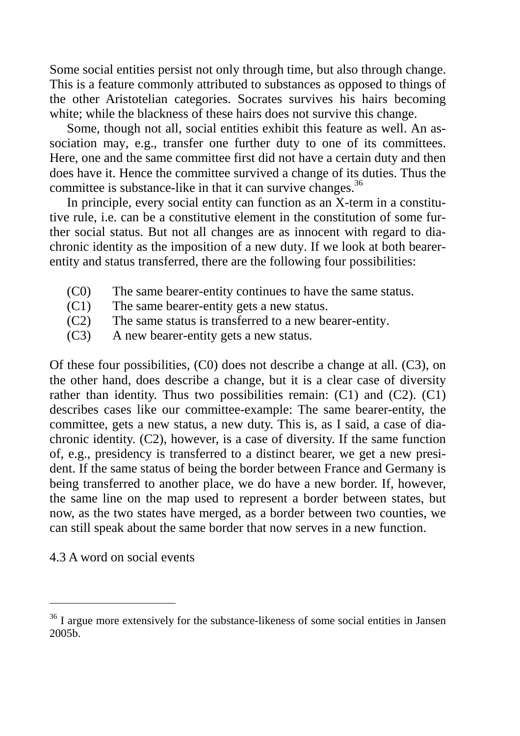Some social entities persist not only through time, but also through change. This is a feature commonly attributed to substances as opposed to things of the other Aristotelian categories. Socrates survives his hairs becoming white; while the blackness of these hairs does not survive this change.

Some, though not all, social entities exhibit this feature as well. An association may, e.g., transfer one further duty to one of its committees. Here, one and the same committee first did not have a certain duty and then does have it. Hence the committee survived a change of its duties. Thus the committee is substance-like in that it can survive changes.[36]

In principle, every social entity can function as an X-term in a constitutive rule, i.e. can be a constitutive element in the constitution of some further social status. But not all changes are as innocent with regard to diachronic identity as the imposition of a new duty. If we look at both bearer-entity and status transferred, there are the following four possibilities:

- (C0) The same bearer-entity continues to have the same status.
- (C1) The same bearer-entity gets a new status.
- (C2) The same status is transferred to a new bearer-entity.
- (C3) A new bearer-entity gets a new status.

Of these four possibilities, (C0) does not describe a change at all. (C3), on the other hand, does describe a change, but it is a clear case of diversity rather than identity. Thus two possibilities remain: (C1) and (C2). (C1) describes cases like our committee-example: The same bearer-entity, the committee, gets a new status, a new duty. This is, as I said, a case of diachronic identity. (C2), however, is a case of diversity. If the same function of, e.g., presidency is transferred to a distinct bearer, we get a new president. If the same status of being the border between France and Germany is being transferred to another place, we do have a new border. If, however, the same line on the map used to represent a border between states, but now, as the two states have merged, as a border between two counties, we can still speak about the same border that now serves in a new function.

## 4.3 A word on social events

---

[36] I argue more extensively for the substance-likeness of some social entities in Jansen 2005b.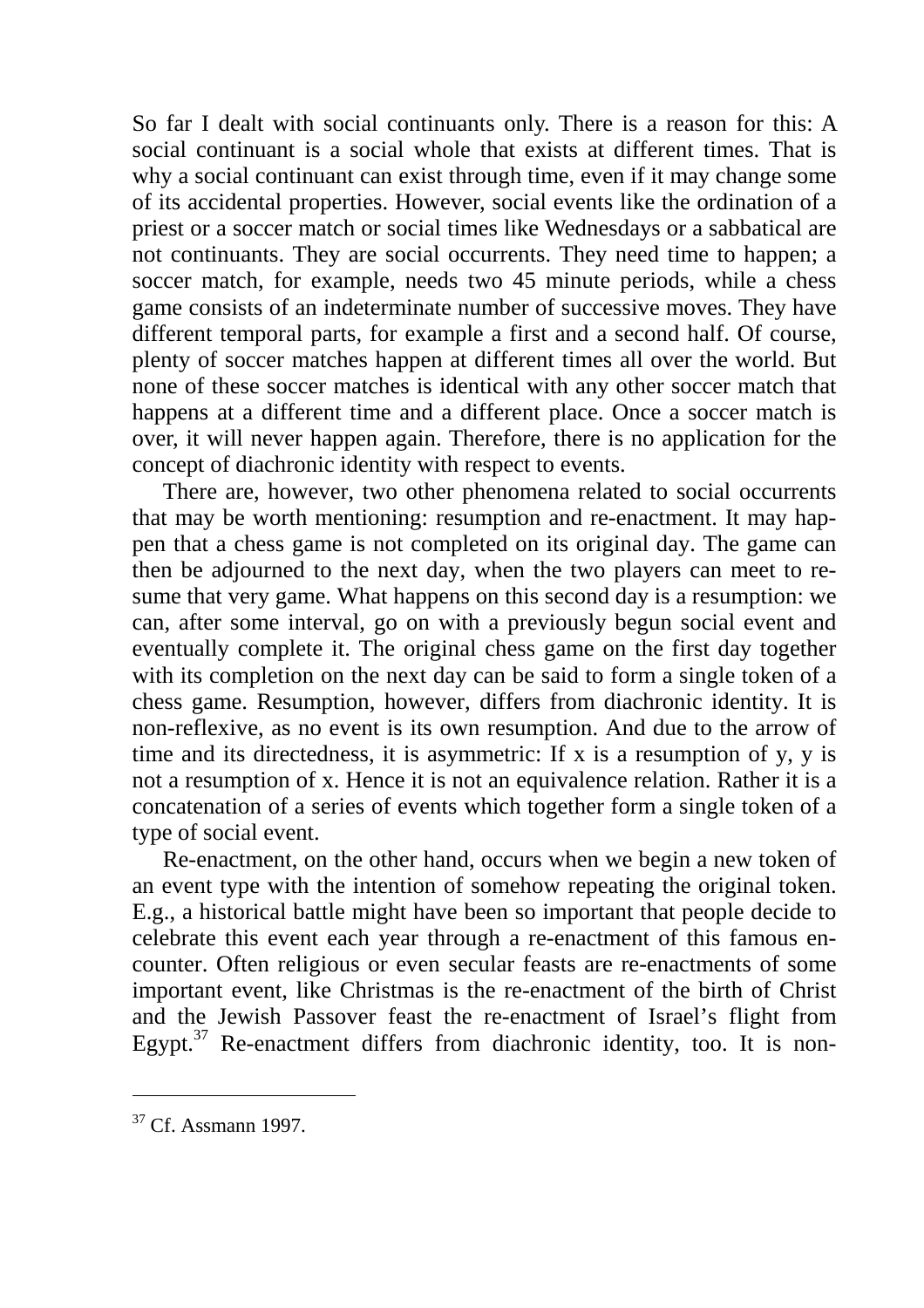So far I dealt with social continuants only. There is a reason for this: A social continuant is a social whole that exists at different times. That is why a social continuant can exist through time, even if it may change some of its accidental properties. However, social events like the ordination of a priest or a soccer match or social times like Wednesdays or a sabbatical are not continuants. They are social occurrents. They need time to happen; a soccer match, for example, needs two 45 minute periods, while a chess game consists of an indeterminate number of successive moves. They have different temporal parts, for example a first and a second half. Of course, plenty of soccer matches happen at different times all over the world. But none of these soccer matches is identical with any other soccer match that happens at a different time and a different place. Once a soccer match is over, it will never happen again. Therefore, there is no application for the concept of diachronic identity with respect to events.

There are, however, two other phenomena related to social occurrents that may be worth mentioning: resumption and re-enactment. It may happen that a chess game is not completed on its original day. The game can then be adjourned to the next day, when the two players can meet to resume that very game. What happens on this second day is a resumption: we can, after some interval, go on with a previously begun social event and eventually complete it. The original chess game on the first day together with its completion on the next day can be said to form a single token of a chess game. Resumption, however, differs from diachronic identity. It is non-reflexive, as no event is its own resumption. And due to the arrow of time and its directedness, it is asymmetric: If x is a resumption of y, y is not a resumption of x. Hence it is not an equivalence relation. Rather it is a concatenation of a series of events which together form a single token of a type of social event.

Re-enactment, on the other hand, occurs when we begin a new token of an event type with the intention of somehow repeating the original token. E.g., a historical battle might have been so important that people decide to celebrate this event each year through a re-enactment of this famous encounter. Often religious or even secular feasts are re-enactments of some important event, like Christmas is the re-enactment of the birth of Christ and the Jewish Passover feast the re-enactment of Israel's flight from Egypt.[37] Re-enactment differs from diachronic identity, too. It is non-

[37] Cf. Assmann 1997.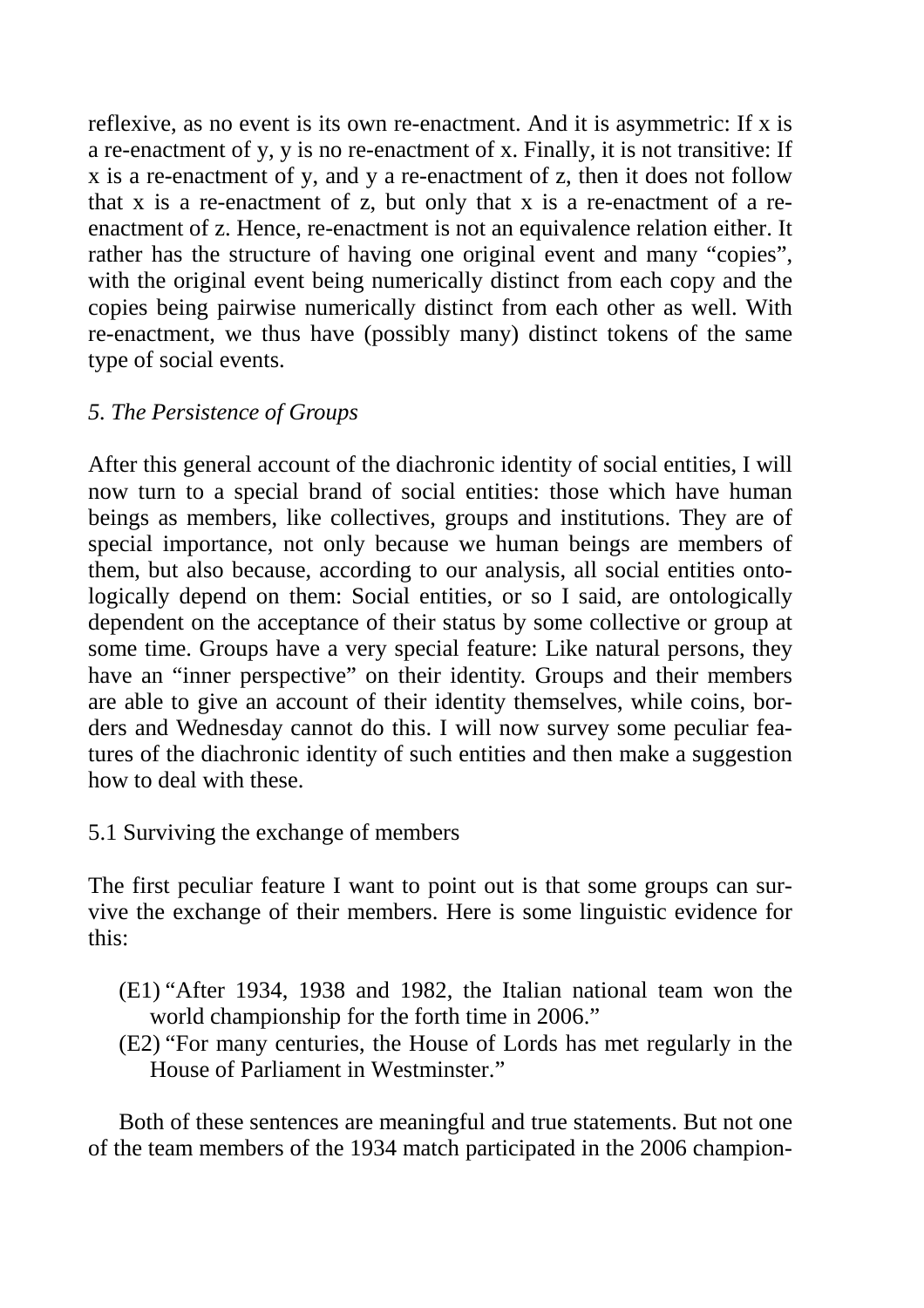reflexive, as no event is its own re-enactment. And it is asymmetric: If x is a re-enactment of y, y is no re-enactment of x. Finally, it is not transitive: If x is a re-enactment of y, and y a re-enactment of z, then it does not follow that x is a re-enactment of z, but only that x is a re-enactment of a re-enactment of z. Hence, re-enactment is not an equivalence relation either. It rather has the structure of having one original event and many "copies", with the original event being numerically distinct from each copy and the copies being pairwise numerically distinct from each other as well. With re-enactment, we thus have (possibly many) distinct tokens of the same type of social events.

## *5. The Persistence of Groups*

After this general account of the diachronic identity of social entities, I will now turn to a special brand of social entities: those which have human beings as members, like collectives, groups and institutions. They are of special importance, not only because we human beings are members of them, but also because, according to our analysis, all social entities ontologically depend on them: Social entities, or so I said, are ontologically dependent on the acceptance of their status by some collective or group at some time. Groups have a very special feature: Like natural persons, they have an "inner perspective" on their identity. Groups and their members are able to give an account of their identity themselves, while coins, borders and Wednesday cannot do this. I will now survey some peculiar features of the diachronic identity of such entities and then make a suggestion how to deal with these.

### 5.1 Surviving the exchange of members

The first peculiar feature I want to point out is that some groups can survive the exchange of their members. Here is some linguistic evidence for this:

- (E1) "After 1934, 1938 and 1982, the Italian national team won the world championship for the forth time in 2006."
- (E2) "For many centuries, the House of Lords has met regularly in the House of Parliament in Westminster."

Both of these sentences are meaningful and true statements. But not one of the team members of the 1934 match participated in the 2006 champion-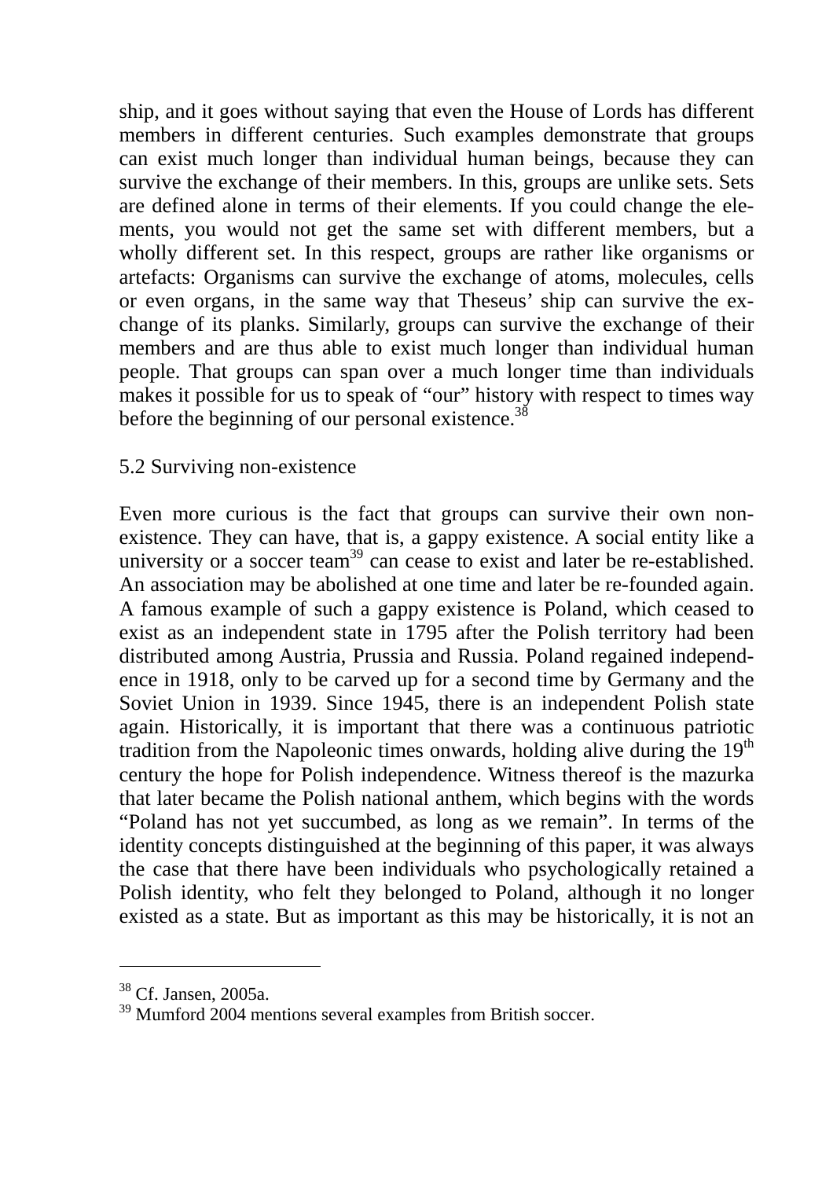ship, and it goes without saying that even the House of Lords has different members in different centuries. Such examples demonstrate that groups can exist much longer than individual human beings, because they can survive the exchange of their members. In this, groups are unlike sets. Sets are defined alone in terms of their elements. If you could change the elements, you would not get the same set with different members, but a wholly different set. In this respect, groups are rather like organisms or artefacts: Organisms can survive the exchange of atoms, molecules, cells or even organs, in the same way that Theseus' ship can survive the exchange of its planks. Similarly, groups can survive the exchange of their members and are thus able to exist much longer than individual human people. That groups can span over a much longer time than individuals makes it possible for us to speak of "our" history with respect to times way before the beginning of our personal existence.[38]

## 5.2 Surviving non-existence

Even more curious is the fact that groups can survive their own non-existence. They can have, that is, a gappy existence. A social entity like a university or a soccer team[39] can cease to exist and later be re-established. An association may be abolished at one time and later be re-founded again. A famous example of such a gappy existence is Poland, which ceased to exist as an independent state in 1795 after the Polish territory had been distributed among Austria, Prussia and Russia. Poland regained independence in 1918, only to be carved up for a second time by Germany and the Soviet Union in 1939. Since 1945, there is an independent Polish state again. Historically, it is important that there was a continuous patriotic tradition from the Napoleonic times onwards, holding alive during the 19th century the hope for Polish independence. Witness thereof is the mazurka that later became the Polish national anthem, which begins with the words "Poland has not yet succumbed, as long as we remain". In terms of the identity concepts distinguished at the beginning of this paper, it was always the case that there have been individuals who psychologically retained a Polish identity, who felt they belonged to Poland, although it no longer existed as a state. But as important as this may be historically, it is not an

---

[38] Cf. Jansen, 2005a.

[39] Mumford 2004 mentions several examples from British soccer.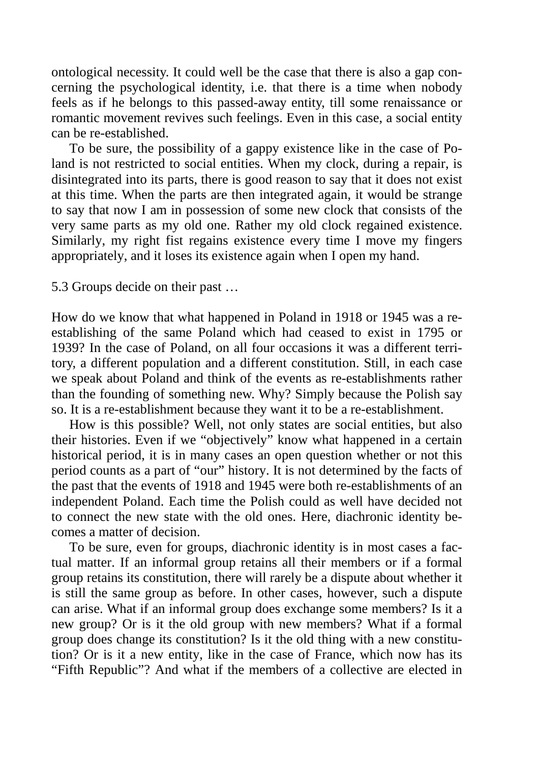ontological necessity. It could well be the case that there is also a gap concerning the psychological identity, i.e. that there is a time when nobody feels as if he belongs to this passed-away entity, till some renaissance or romantic movement revives such feelings. Even in this case, a social entity can be re-established.

To be sure, the possibility of a gappy existence like in the case of Poland is not restricted to social entities. When my clock, during a repair, is disintegrated into its parts, there is good reason to say that it does not exist at this time. When the parts are then integrated again, it would be strange to say that now I am in possession of some new clock that consists of the very same parts as my old one. Rather my old clock regained existence. Similarly, my right fist regains existence every time I move my fingers appropriately, and it loses its existence again when I open my hand.

### 5.3 Groups decide on their past …

How do we know that what happened in Poland in 1918 or 1945 was a re-establishing of the same Poland which had ceased to exist in 1795 or 1939? In the case of Poland, on all four occasions it was a different territory, a different population and a different constitution. Still, in each case we speak about Poland and think of the events as re-establishments rather than the founding of something new. Why? Simply because the Polish say so. It is a re-establishment because they want it to be a re-establishment.

How is this possible? Well, not only states are social entities, but also their histories. Even if we "objectively" know what happened in a certain historical period, it is in many cases an open question whether or not this period counts as a part of "our" history. It is not determined by the facts of the past that the events of 1918 and 1945 were both re-establishments of an independent Poland. Each time the Polish could as well have decided not to connect the new state with the old ones. Here, diachronic identity becomes a matter of decision.

To be sure, even for groups, diachronic identity is in most cases a factual matter. If an informal group retains all their members or if a formal group retains its constitution, there will rarely be a dispute about whether it is still the same group as before. In other cases, however, such a dispute can arise. What if an informal group does exchange some members? Is it a new group? Or is it the old group with new members? What if a formal group does change its constitution? Is it the old thing with a new constitution? Or is it a new entity, like in the case of France, which now has its "Fifth Republic"? And what if the members of a collective are elected in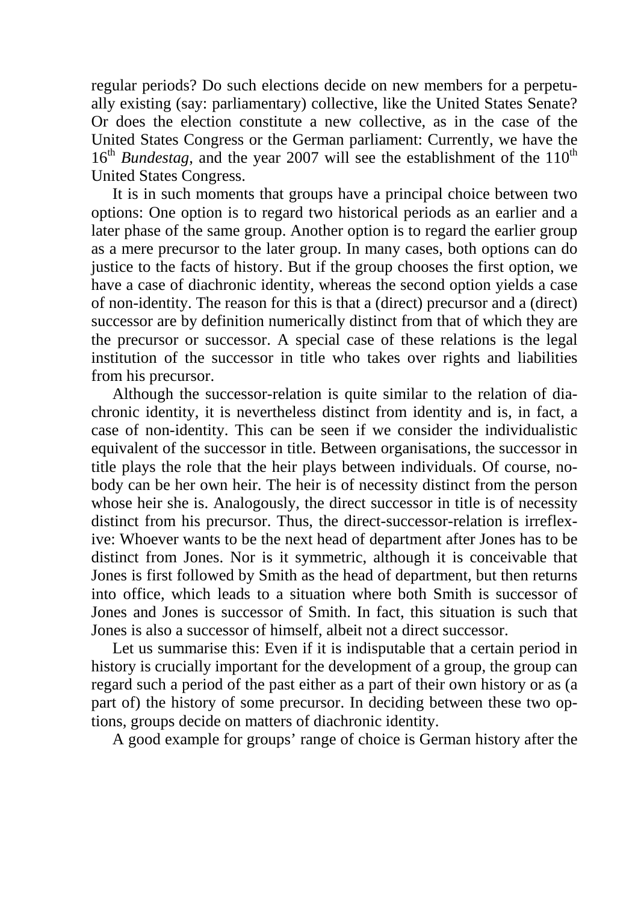regular periods? Do such elections decide on new members for a perpetually existing (say: parliamentary) collective, like the United States Senate? Or does the election constitute a new collective, as in the case of the United States Congress or the German parliament: Currently, we have the $16^{th}$ *Bundestag*, and the year 2007 will see the establishment of the $110^{th}$ United States Congress.

It is in such moments that groups have a principal choice between two options: One option is to regard two historical periods as an earlier and a later phase of the same group. Another option is to regard the earlier group as a mere precursor to the later group. In many cases, both options can do justice to the facts of history. But if the group chooses the first option, we have a case of diachronic identity, whereas the second option yields a case of non-identity. The reason for this is that a (direct) precursor and a (direct) successor are by definition numerically distinct from that of which they are the precursor or successor. A special case of these relations is the legal institution of the successor in title who takes over rights and liabilities from his precursor.

Although the successor-relation is quite similar to the relation of diachronic identity, it is nevertheless distinct from identity and is, in fact, a case of non-identity. This can be seen if we consider the individualistic equivalent of the successor in title. Between organisations, the successor in title plays the role that the heir plays between individuals. Of course, nobody can be her own heir. The heir is of necessity distinct from the person whose heir she is. Analogously, the direct successor in title is of necessity distinct from his precursor. Thus, the direct-successor-relation is irreflexive: Whoever wants to be the next head of department after Jones has to be distinct from Jones. Nor is it symmetric, although it is conceivable that Jones is first followed by Smith as the head of department, but then returns into office, which leads to a situation where both Smith is successor of Jones and Jones is successor of Smith. In fact, this situation is such that Jones is also a successor of himself, albeit not a direct successor.

Let us summarise this: Even if it is indisputable that a certain period in history is crucially important for the development of a group, the group can regard such a period of the past either as a part of their own history or as (a part of) the history of some precursor. In deciding between these two options, groups decide on matters of diachronic identity.

A good example for groups' range of choice is German history after the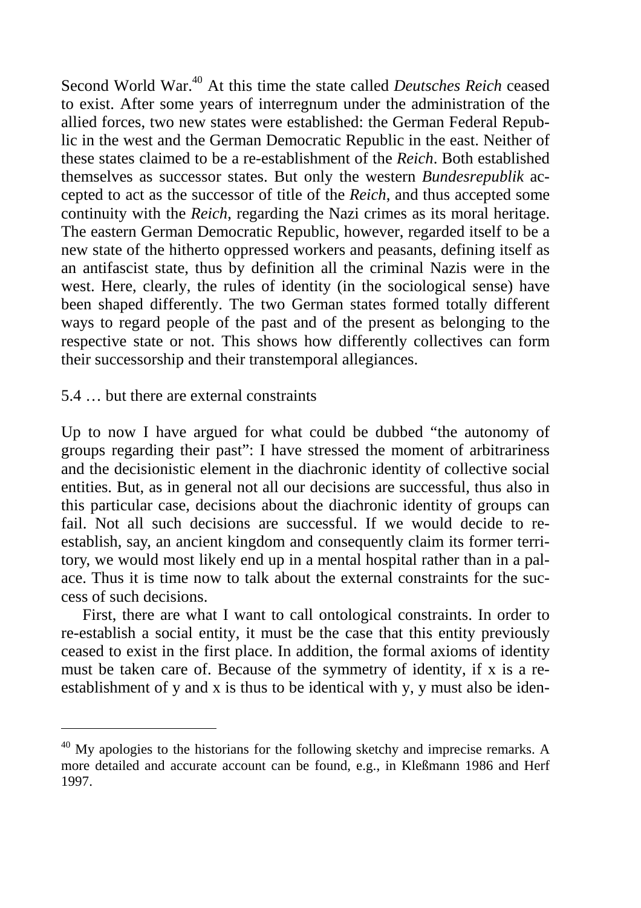Second World War.[40] At this time the state called *Deutsches Reich* ceased to exist. After some years of interregnum under the administration of the allied forces, two new states were established: the German Federal Republic in the west and the German Democratic Republic in the east. Neither of these states claimed to be a re-establishment of the *Reich*. Both established themselves as successor states. But only the western *Bundesrepublik* accepted to act as the successor of title of the *Reich*, and thus accepted some continuity with the *Reich*, regarding the Nazi crimes as its moral heritage. The eastern German Democratic Republic, however, regarded itself to be a new state of the hitherto oppressed workers and peasants, defining itself as an antifascist state, thus by definition all the criminal Nazis were in the west. Here, clearly, the rules of identity (in the sociological sense) have been shaped differently. The two German states formed totally different ways to regard people of the past and of the present as belonging to the respective state or not. This shows how differently collectives can form their successorship and their transtemporal allegiances.

## 5.4 … but there are external constraints

Up to now I have argued for what could be dubbed "the autonomy of groups regarding their past": I have stressed the moment of arbitrariness and the decisionistic element in the diachronic identity of collective social entities. But, as in general not all our decisions are successful, thus also in this particular case, decisions about the diachronic identity of groups can fail. Not all such decisions are successful. If we would decide to re-establish, say, an ancient kingdom and consequently claim its former territory, we would most likely end up in a mental hospital rather than in a palace. Thus it is time now to talk about the external constraints for the success of such decisions.

First, there are what I want to call ontological constraints. In order to re-establish a social entity, it must be the case that this entity previously ceased to exist in the first place. In addition, the formal axioms of identity must be taken care of. Because of the symmetry of identity, if x is a re-establishment of y and x is thus to be identical with y, y must also be iden-

---

[40] My apologies to the historians for the following sketchy and imprecise remarks. A more detailed and accurate account can be found, e.g., in Kleßmann 1986 and Herf 1997.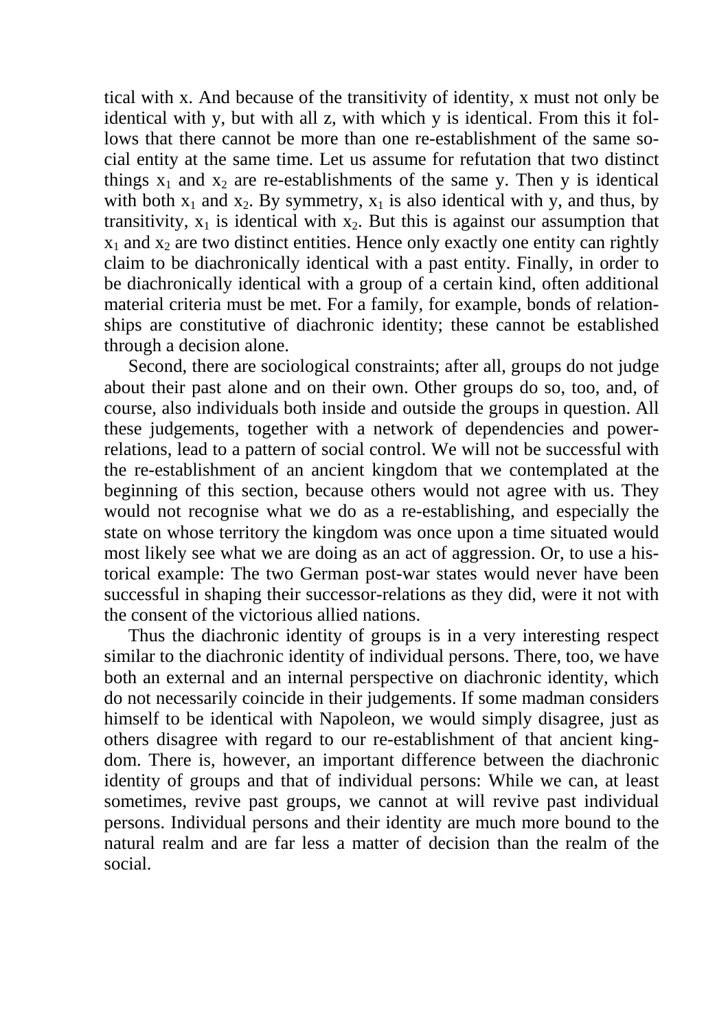tical with x. And because of the transitivity of identity, x must not only be identical with y, but with all z, with which y is identical. From this it follows that there cannot be more than one re-establishment of the same social entity at the same time. Let us assume for refutation that two distinct things $x_1$ and $x_2$ are re-establishments of the same y. Then y is identical with both $x_1$ and $x_2$. By symmetry, $x_1$ is also identical with y, and thus, by transitivity, $x_1$ is identical with $x_2$. But this is against our assumption that $x_1$ and $x_2$ are two distinct entities. Hence only exactly one entity can rightly claim to be diachronically identical with a past entity. Finally, in order to be diachronically identical with a group of a certain kind, often additional material criteria must be met. For a family, for example, bonds of relationships are constitutive of diachronic identity; these cannot be established through a decision alone.

Second, there are sociological constraints; after all, groups do not judge about their past alone and on their own. Other groups do so, too, and, of course, also individuals both inside and outside the groups in question. All these judgements, together with a network of dependencies and power-relations, lead to a pattern of social control. We will not be successful with the re-establishment of an ancient kingdom that we contemplated at the beginning of this section, because others would not agree with us. They would not recognise what we do as a re-establishing, and especially the state on whose territory the kingdom was once upon a time situated would most likely see what we are doing as an act of aggression. Or, to use a historical example: The two German post-war states would never have been successful in shaping their successor-relations as they did, were it not with the consent of the victorious allied nations.

Thus the diachronic identity of groups is in a very interesting respect similar to the diachronic identity of individual persons. There, too, we have both an external and an internal perspective on diachronic identity, which do not necessarily coincide in their judgements. If some madman considers himself to be identical with Napoleon, we would simply disagree, just as others disagree with regard to our re-establishment of that ancient kingdom. There is, however, an important difference between the diachronic identity of groups and that of individual persons: While we can, at least sometimes, revive past groups, we cannot at will revive past individual persons. Individual persons and their identity are much more bound to the natural realm and are far less a matter of decision than the realm of the social.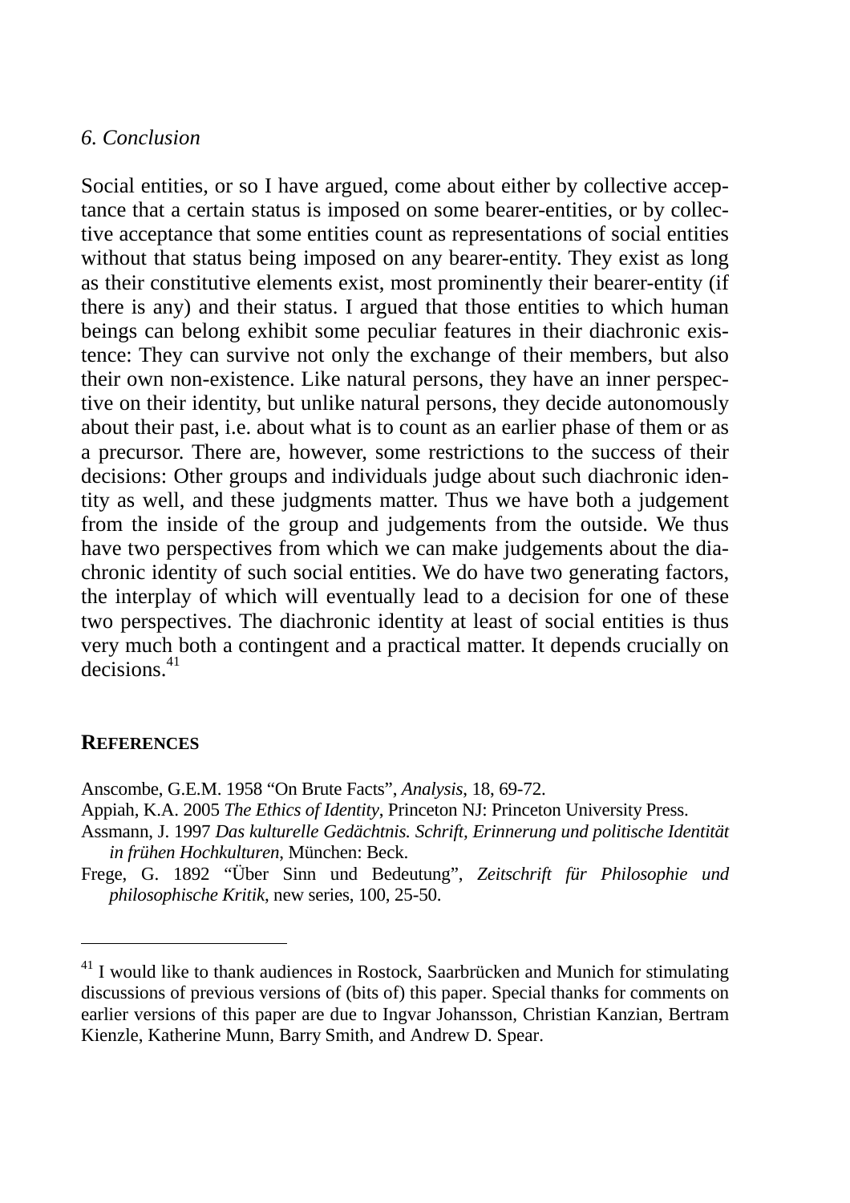## *6. Conclusion*

Social entities, or so I have argued, come about either by collective acceptance that a certain status is imposed on some bearer-entities, or by collective acceptance that some entities count as representations of social entities without that status being imposed on any bearer-entity. They exist as long as their constitutive elements exist, most prominently their bearer-entity (if there is any) and their status. I argued that those entities to which human beings can belong exhibit some peculiar features in their diachronic existence: They can survive not only the exchange of their members, but also their own non-existence. Like natural persons, they have an inner perspective on their identity, but unlike natural persons, they decide autonomously about their past, i.e. about what is to count as an earlier phase of them or as a precursor. There are, however, some restrictions to the success of their decisions: Other groups and individuals judge about such diachronic identity as well, and these judgments matter. Thus we have both a judgement from the inside of the group and judgements from the outside. We thus have two perspectives from which we can make judgements about the diachronic identity of such social entities. We do have two generating factors, the interplay of which will eventually lead to a decision for one of these two perspectives. The diachronic identity at least of social entities is thus very much both a contingent and a practical matter. It depends crucially on decisions.[41]

## REFERENCES

Anscombe, G.E.M. 1958 “On Brute Facts”, *Analysis*, 18, 69-72.

Appiah, K.A. 2005 *The Ethics of Identity*, Princeton NJ: Princeton University Press.

Assmann, J. 1997 *Das kulturelle Gedächtnis. Schrift, Erinnerung und politische Identität in frühen Hochkulturen*, München: Beck.

Frege, G. 1892 “Über Sinn und Bedeutung”, *Zeitschrift für Philosophie und philosophische Kritik*, new series, 100, 25-50.

---

[41] I would like to thank audiences in Rostock, Saarbrücken and Munich for stimulating discussions of previous versions of (bits of) this paper. Special thanks for comments on earlier versions of this paper are due to Ingvar Johansson, Christian Kanzian, Bertram Kienzle, Katherine Munn, Barry Smith, and Andrew D. Spear.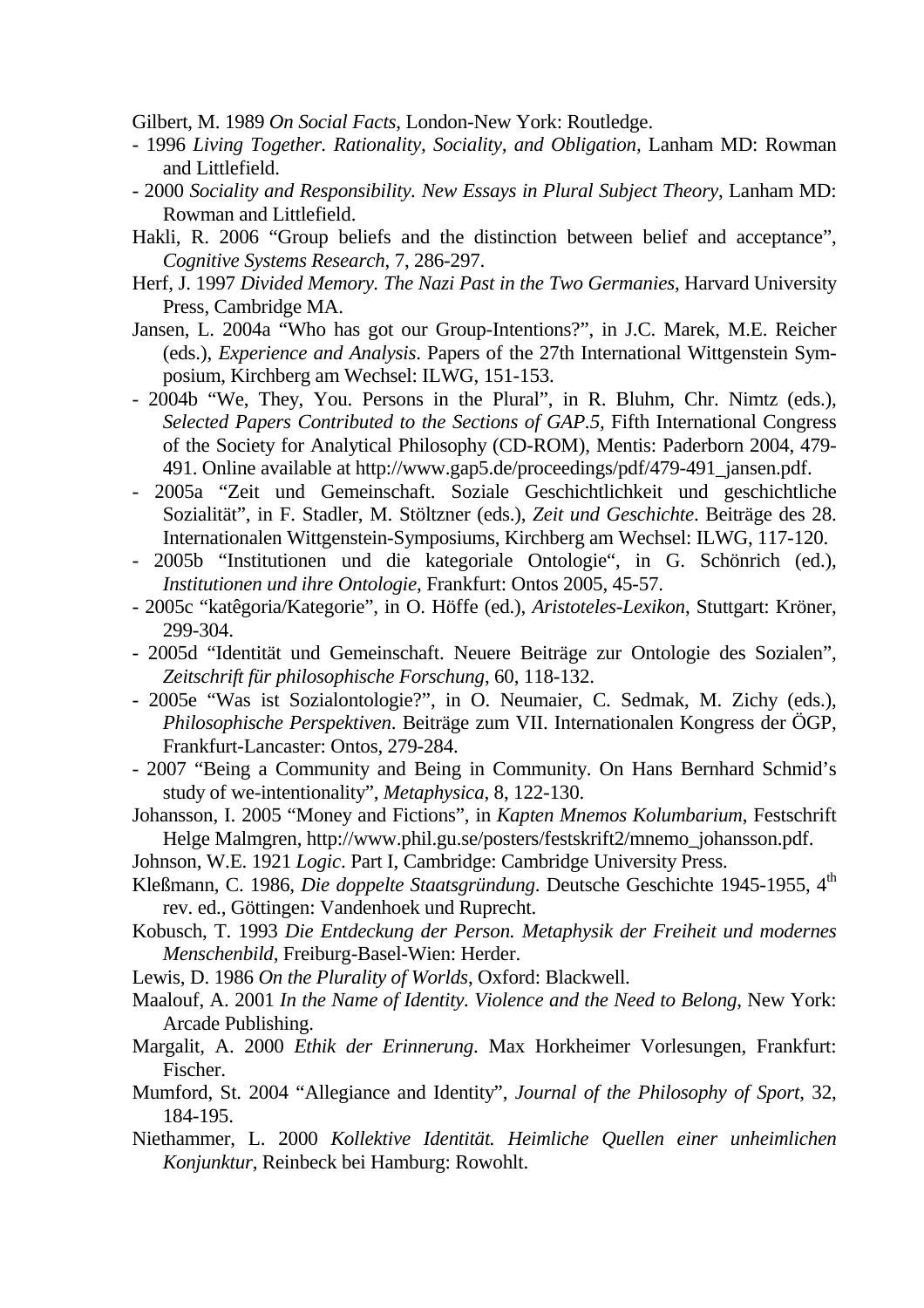Gilbert, M. 1989 *On Social Facts*, London-New York: Routledge.

- 1996 *Living Together. Rationality, Sociality, and Obligation,* Lanham MD: Rowman and Littlefield.
- 2000 *Sociality and Responsibility. New Essays in Plural Subject Theory*, Lanham MD: Rowman and Littlefield.

Hakli, R. 2006 "Group beliefs and the distinction between belief and acceptance", *Cognitive Systems Research*, 7, 286-297.

Herf, J. 1997 *Divided Memory. The Nazi Past in the Two Germanies*, Harvard University Press, Cambridge MA.

Jansen, L. 2004a "Who has got our Group-Intentions?", in J.C. Marek, M.E. Reicher (eds.), *Experience and Analysis*. Papers of the 27th International Wittgenstein Symposium, Kirchberg am Wechsel: ILWG, 151-153.

- 2004b "We, They, You. Persons in the Plural", in R. Bluhm, Chr. Nimtz (eds.), *Selected Papers Contributed to the Sections of GAP.5*, Fifth International Congress of the Society for Analytical Philosophy (CD-ROM), Mentis: Paderborn 2004, 479-491. Online available at http://www.gap5.de/proceedings/pdf/479-491_jansen.pdf.
- 2005a "Zeit und Gemeinschaft. Soziale Geschichtlichkeit und geschichtliche Sozialität", in F. Stadler, M. Stöltzner (eds.), *Zeit und Geschichte*. Beiträge des 28. Internationalen Wittgenstein-Symposiums, Kirchberg am Wechsel: ILWG, 117-120.
- 2005b "Institutionen und die kategoriale Ontologie", in G. Schönrich (ed.), *Institutionen und ihre Ontologie*, Frankfurt: Ontos 2005, 45-57.
- 2005c "katêgoria/Kategorie", in O. Höffe (ed.), *Aristoteles-Lexikon*, Stuttgart: Kröner, 299-304.
- 2005d "Identität und Gemeinschaft. Neuere Beiträge zur Ontologie des Sozialen", *Zeitschrift für philosophische Forschung*, 60, 118-132.
- 2005e "Was ist Sozialontologie?", in O. Neumaier, C. Sedmak, M. Zichy (eds.), *Philosophische Perspektiven*. Beiträge zum VII. Internationalen Kongress der ÖGP, Frankfurt-Lancaster: Ontos, 279-284.
- 2007 "Being a Community and Being in Community. On Hans Bernhard Schmid's study of we-intentionality", *Metaphysica*, 8, 122-130.

Johansson, I. 2005 "Money and Fictions", in *Kapten Mnemos Kolumbarium*, Festschrift Helge Malmgren, http://www.phil.gu.se/posters/festskrift2/mnemo_johansson.pdf.

Johnson, W.E. 1921 *Logic*. Part I, Cambridge: Cambridge University Press.

Kleßmann, C. 1986, *Die doppelte Staatsgründung*. Deutsche Geschichte 1945-1955, 4th rev. ed., Göttingen: Vandenhoek und Ruprecht.

Kobusch, T. 1993 *Die Entdeckung der Person. Metaphysik der Freiheit und modernes Menschenbild*, Freiburg-Basel-Wien: Herder.

Lewis, D. 1986 *On the Plurality of Worlds*, Oxford: Blackwell.

Maalouf, A. 2001 *In the Name of Identity. Violence and the Need to Belong*, New York: Arcade Publishing.

Margalit, A. 2000 *Ethik der Erinnerung*. Max Horkheimer Vorlesungen, Frankfurt: Fischer.

Mumford, St. 2004 "Allegiance and Identity", *Journal of the Philosophy of Sport*, 32, 184-195.

Niethammer, L. 2000 *Kollektive Identität. Heimliche Quellen einer unheimlichen Konjunktur*, Reinbeck bei Hamburg: Rowohlt.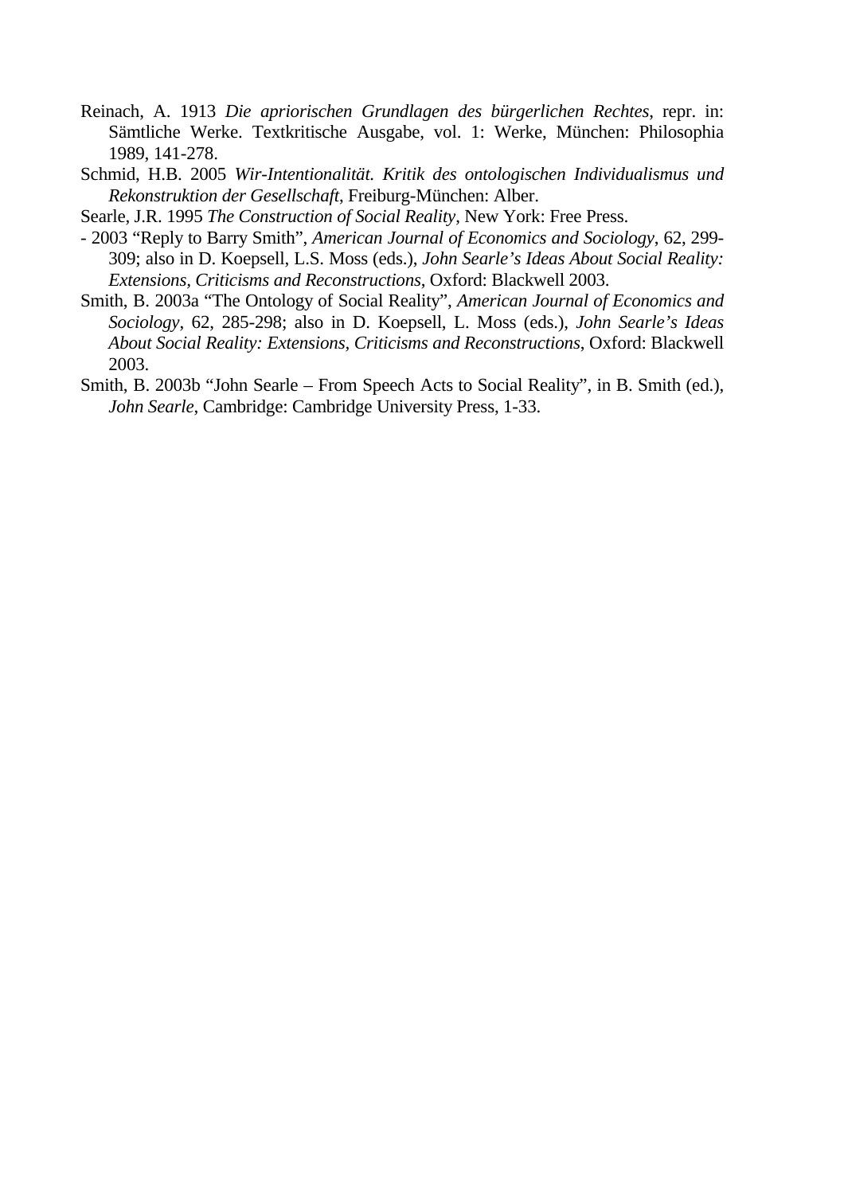Reinach, A. 1913 *Die apriorischen Grundlagen des bürgerlichen Rechtes*, repr. in: Sämtliche Werke. Textkritische Ausgabe, vol. 1: Werke, München: Philosophia 1989, 141-278.

Schmid, H.B. 2005 *Wir-Intentionalität. Kritik des ontologischen Individualismus und Rekonstruktion der Gesellschaft*, Freiburg-München: Alber.

Searle, J.R. 1995 *The Construction of Social Reality*, New York: Free Press.

- 2003 "Reply to Barry Smith", *American Journal of Economics and Sociology*, 62, 299-309; also in D. Koepsell, L.S. Moss (eds.), *John Searle's Ideas About Social Reality: Extensions, Criticisms and Reconstructions*, Oxford: Blackwell 2003.

Smith, B. 2003a "The Ontology of Social Reality", *American Journal of Economics and Sociology*, 62, 285-298; also in D. Koepsell, L. Moss (eds.), *John Searle's Ideas About Social Reality: Extensions, Criticisms and Reconstructions*, Oxford: Blackwell 2003.

Smith, B. 2003b "John Searle – From Speech Acts to Social Reality", in B. Smith (ed.), *John Searle*, Cambridge: Cambridge University Press, 1-33.